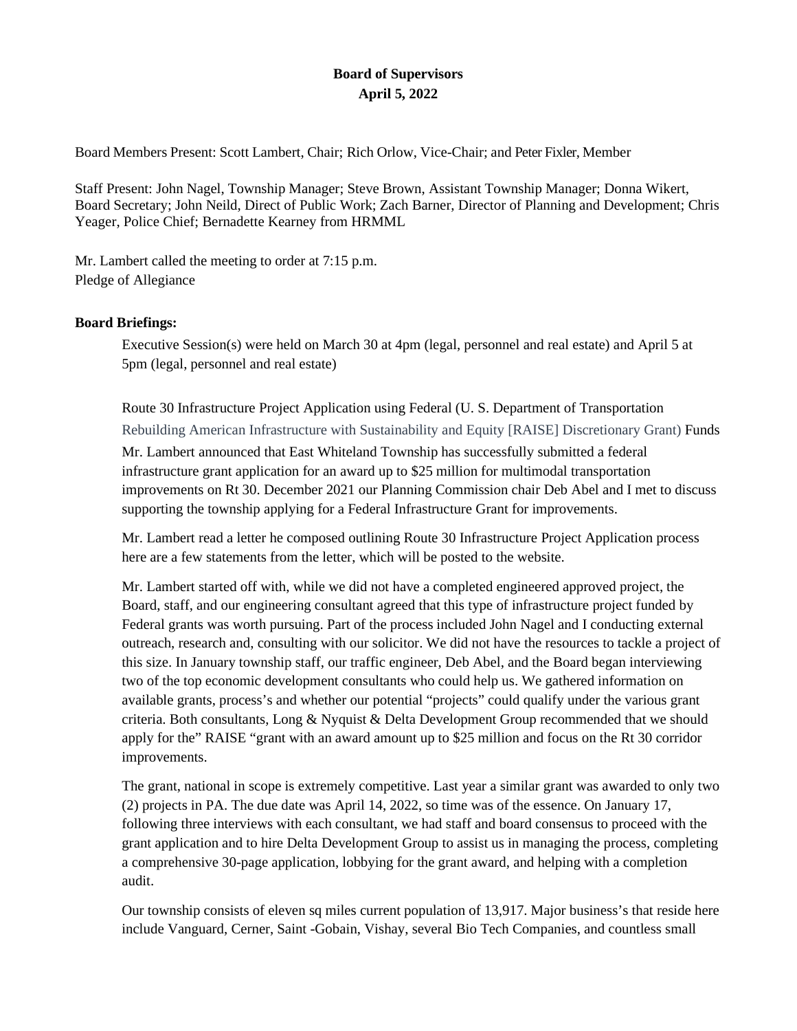**Board of Supervisors**
**April 5, 2022**

Board Members Present: Scott Lambert, Chair; Rich Orlow, Vice-Chair; and Peter Fixler, Member

Staff Present: John Nagel, Township Manager; Steve Brown, Assistant Township Manager; Donna Wikert, Board Secretary; John Neild, Direct of Public Work; Zach Barner, Director of Planning and Development; Chris Yeager, Police Chief; Bernadette Kearney from HRMML

Mr. Lambert called the meeting to order at 7:15 p.m.
Pledge of Allegiance

**Board Briefings:**

Executive Session(s) were held on March 30 at 4pm (legal, personnel and real estate) and April 5 at 5pm (legal, personnel and real estate)

Route 30 Infrastructure Project Application using Federal (U. S. Department of Transportation Rebuilding American Infrastructure with Sustainability and Equity [RAISE] Discretionary Grant) Funds

Mr. Lambert announced that East Whiteland Township has successfully submitted a federal infrastructure grant application for an award up to $25 million for multimodal transportation improvements on Rt 30. December 2021 our Planning Commission chair Deb Abel and I met to discuss supporting the township applying for a Federal Infrastructure Grant for improvements.

Mr. Lambert read a letter he composed outlining Route 30 Infrastructure Project Application process here are a few statements from the letter, which will be posted to the website.

Mr. Lambert started off with, while we did not have a completed engineered approved project, the Board, staff, and our engineering consultant agreed that this type of infrastructure project funded by Federal grants was worth pursuing. Part of the process included John Nagel and I conducting external outreach, research and, consulting with our solicitor. We did not have the resources to tackle a project of this size. In January township staff, our traffic engineer, Deb Abel, and the Board began interviewing two of the top economic development consultants who could help us. We gathered information on available grants, process's and whether our potential "projects" could qualify under the various grant criteria. Both consultants, Long & Nyquist & Delta Development Group recommended that we should apply for the" RAISE "grant with an award amount up to $25 million and focus on the Rt 30 corridor improvements.

The grant, national in scope is extremely competitive. Last year a similar grant was awarded to only two (2) projects in PA. The due date was April 14, 2022, so time was of the essence. On January 17, following three interviews with each consultant, we had staff and board consensus to proceed with the grant application and to hire Delta Development Group to assist us in managing the process, completing a comprehensive 30-page application, lobbying for the grant award, and helping with a completion audit.

Our township consists of eleven sq miles current population of 13,917. Major business's that reside here include Vanguard, Cerner, Saint -Gobain, Vishay, several Bio Tech Companies, and countless small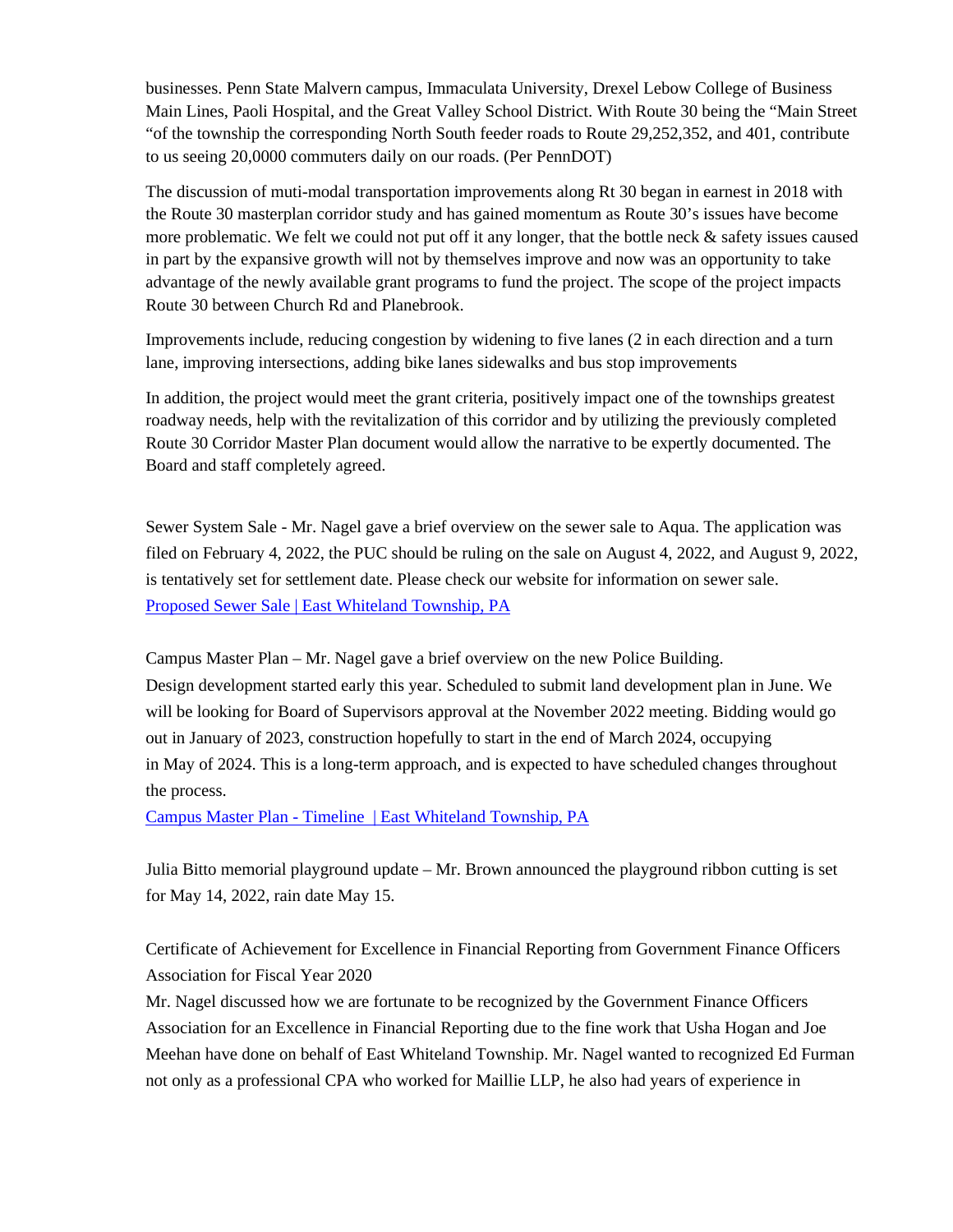businesses. Penn State Malvern campus, Immaculata University, Drexel Lebow College of Business Main Lines, Paoli Hospital, and the Great Valley School District. With Route 30 being the "Main Street "of the township the corresponding North South feeder roads to Route 29,252,352, and 401, contribute to us seeing 20,0000 commuters daily on our roads. (Per PennDOT)

The discussion of muti-modal transportation improvements along Rt 30 began in earnest in 2018 with the Route 30 masterplan corridor study and has gained momentum as Route 30's issues have become more problematic. We felt we could not put off it any longer, that the bottle neck & safety issues caused in part by the expansive growth will not by themselves improve and now was an opportunity to take advantage of the newly available grant programs to fund the project. The scope of the project impacts Route 30 between Church Rd and Planebrook.

Improvements include, reducing congestion by widening to five lanes (2 in each direction and a turn lane, improving intersections, adding bike lanes sidewalks and bus stop improvements

In addition, the project would meet the grant criteria, positively impact one of the townships greatest roadway needs, help with the revitalization of this corridor and by utilizing the previously completed Route 30 Corridor Master Plan document would allow the narrative to be expertly documented. The Board and staff completely agreed.

Sewer System Sale - Mr. Nagel gave a brief overview on the sewer sale to Aqua. The application was filed on February 4, 2022, the PUC should be ruling on the sale on August 4, 2022, and August 9, 2022, is tentatively set for settlement date. Please check our website for information on sewer sale.
[Proposed Sewer Sale | East Whiteland Township, PA]

Campus Master Plan – Mr. Nagel gave a brief overview on the new Police Building.
Design development started early this year. Scheduled to submit land development plan in June. We will be looking for Board of Supervisors approval at the November 2022 meeting. Bidding would go out in January of 2023, construction hopefully to start in the end of March 2024, occupying in May of 2024. This is a long-term approach, and is expected to have scheduled changes throughout the process.
[Campus Master Plan - Timeline | East Whiteland Township, PA]

Julia Bitto memorial playground update – Mr. Brown announced the playground ribbon cutting is set for May 14, 2022, rain date May 15.

Certificate of Achievement for Excellence in Financial Reporting from Government Finance Officers Association for Fiscal Year 2020
Mr. Nagel discussed how we are fortunate to be recognized by the Government Finance Officers Association for an Excellence in Financial Reporting due to the fine work that Usha Hogan and Joe Meehan have done on behalf of East Whiteland Township. Mr. Nagel wanted to recognized Ed Furman not only as a professional CPA who worked for Maillie LLP, he also had years of experience in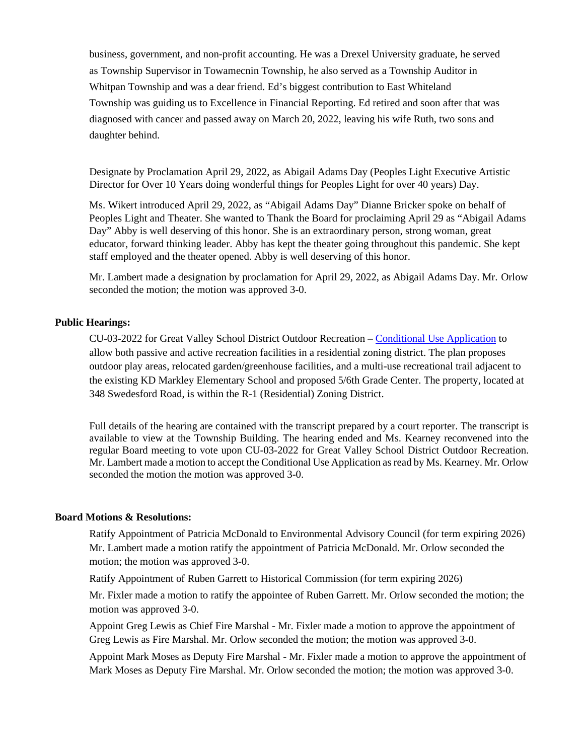business, government, and non-profit accounting. He was a Drexel University graduate, he served as Township Supervisor in Towamecnin Township, he also served as a Township Auditor in Whitpan Township and was a dear friend. Ed's biggest contribution to East Whiteland Township was guiding us to Excellence in Financial Reporting. Ed retired and soon after that was diagnosed with cancer and passed away on March 20, 2022, leaving his wife Ruth, two sons and daughter behind.

Designate by Proclamation April 29, 2022, as Abigail Adams Day (Peoples Light Executive Artistic Director for Over 10 Years doing wonderful things for Peoples Light for over 40 years) Day.

Ms. Wikert introduced April 29, 2022, as "Abigail Adams Day" Dianne Bricker spoke on behalf of Peoples Light and Theater. She wanted to Thank the Board for proclaiming April 29 as "Abigail Adams Day" Abby is well deserving of this honor. She is an extraordinary person, strong woman, great educator, forward thinking leader. Abby has kept the theater going throughout this pandemic. She kept staff employed and the theater opened. Abby is well deserving of this honor.

Mr. Lambert made a designation by proclamation for April 29, 2022, as Abigail Adams Day. Mr. Orlow seconded the motion; the motion was approved 3-0.

**Public Hearings:**

CU-03-2022 for Great Valley School District Outdoor Recreation – Conditional Use Application to allow both passive and active recreation facilities in a residential zoning district. The plan proposes outdoor play areas, relocated garden/greenhouse facilities, and a multi-use recreational trail adjacent to the existing KD Markley Elementary School and proposed 5/6th Grade Center. The property, located at 348 Swedesford Road, is within the R-1 (Residential) Zoning District.

Full details of the hearing are contained with the transcript prepared by a court reporter. The transcript is available to view at the Township Building. The hearing ended and Ms. Kearney reconvened into the regular Board meeting to vote upon CU-03-2022 for Great Valley School District Outdoor Recreation. Mr. Lambert made a motion to accept the Conditional Use Application as read by Ms. Kearney. Mr. Orlow seconded the motion the motion was approved 3-0.

**Board Motions & Resolutions:**

Ratify Appointment of Patricia McDonald to Environmental Advisory Council (for term expiring 2026) Mr. Lambert made a motion ratify the appointment of Patricia McDonald. Mr. Orlow seconded the motion; the motion was approved 3-0.

Ratify Appointment of Ruben Garrett to Historical Commission (for term expiring 2026)

Mr. Fixler made a motion to ratify the appointee of Ruben Garrett. Mr. Orlow seconded the motion; the motion was approved 3-0.

Appoint Greg Lewis as Chief Fire Marshal - Mr. Fixler made a motion to approve the appointment of Greg Lewis as Fire Marshal. Mr. Orlow seconded the motion; the motion was approved 3-0.

Appoint Mark Moses as Deputy Fire Marshal - Mr. Fixler made a motion to approve the appointment of Mark Moses as Deputy Fire Marshal. Mr. Orlow seconded the motion; the motion was approved 3-0.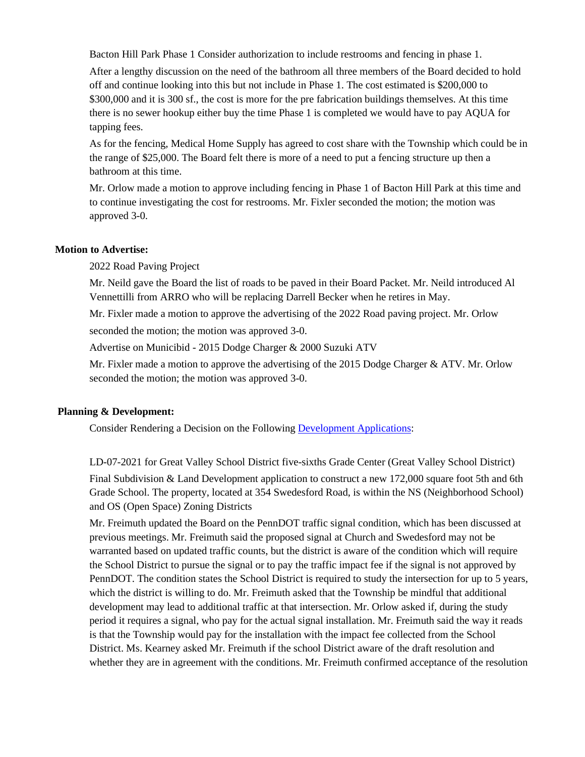Bacton Hill Park Phase 1 Consider authorization to include restrooms and fencing in phase 1.

After a lengthy discussion on the need of the bathroom all three members of the Board decided to hold off and continue looking into this but not include in Phase 1. The cost estimated is $200,000 to $300,000 and it is 300 sf., the cost is more for the pre fabrication buildings themselves. At this time there is no sewer hookup either buy the time Phase 1 is completed we would have to pay AQUA for tapping fees.

As for the fencing, Medical Home Supply has agreed to cost share with the Township which could be in the range of $25,000. The Board felt there is more of a need to put a fencing structure up then a bathroom at this time.

Mr. Orlow made a motion to approve including fencing in Phase 1 of Bacton Hill Park at this time and to continue investigating the cost for restrooms. Mr. Fixler seconded the motion; the motion was approved 3-0.

**Motion to Advertise:**

2022 Road Paving Project

Mr. Neild gave the Board the list of roads to be paved in their Board Packet. Mr. Neild introduced Al Vennettilli from ARRO who will be replacing Darrell Becker when he retires in May.

Mr. Fixler made a motion to approve the advertising of the 2022 Road paving project. Mr. Orlow seconded the motion; the motion was approved 3-0.

Advertise on Municibid - 2015 Dodge Charger & 2000 Suzuki ATV

Mr. Fixler made a motion to approve the advertising of the 2015 Dodge Charger & ATV. Mr. Orlow seconded the motion; the motion was approved 3-0.

**Planning & Development:**

Consider Rendering a Decision on the Following Development Applications:

LD-07-2021 for Great Valley School District five-sixths Grade Center (Great Valley School District)

Final Subdivision & Land Development application to construct a new 172,000 square foot 5th and 6th Grade School. The property, located at 354 Swedesford Road, is within the NS (Neighborhood School) and OS (Open Space) Zoning Districts

Mr. Freimuth updated the Board on the PennDOT traffic signal condition, which has been discussed at previous meetings. Mr. Freimuth said the proposed signal at Church and Swedesford may not be warranted based on updated traffic counts, but the district is aware of the condition which will require the School District to pursue the signal or to pay the traffic impact fee if the signal is not approved by PennDOT. The condition states the School District is required to study the intersection for up to 5 years, which the district is willing to do. Mr. Freimuth asked that the Township be mindful that additional development may lead to additional traffic at that intersection. Mr. Orlow asked if, during the study period it requires a signal, who pay for the actual signal installation. Mr. Freimuth said the way it reads is that the Township would pay for the installation with the impact fee collected from the School District. Ms. Kearney asked Mr. Freimuth if the school District aware of the draft resolution and whether they are in agreement with the conditions. Mr. Freimuth confirmed acceptance of the resolution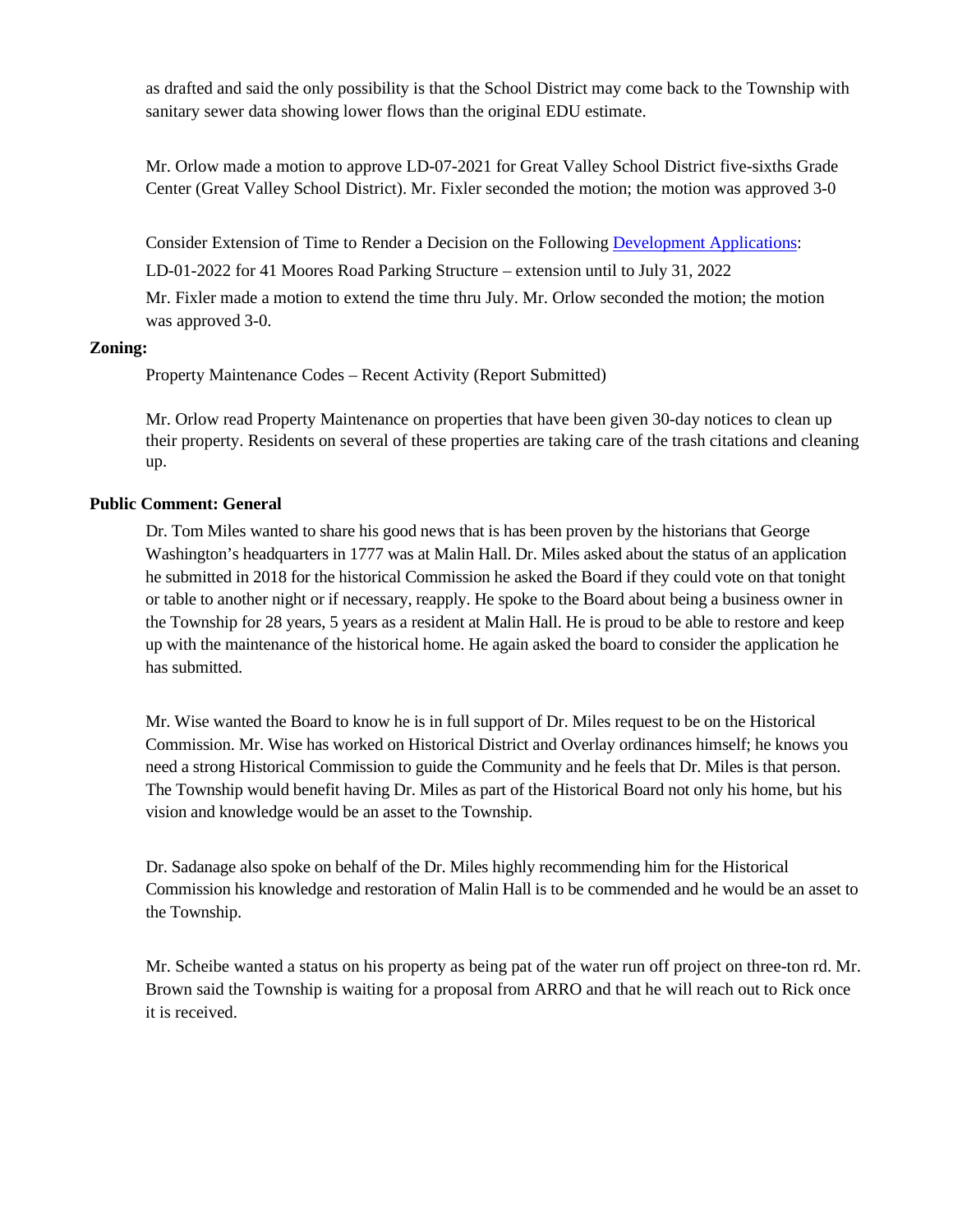as drafted and said the only possibility is that the School District may come back to the Township with sanitary sewer data showing lower flows than the original EDU estimate.

Mr. Orlow made a motion to approve LD-07-2021 for Great Valley School District five-sixths Grade Center (Great Valley School District). Mr. Fixler seconded the motion; the motion was approved 3-0

Consider Extension of Time to Render a Decision on the Following Development Applications:

LD-01-2022 for 41 Moores Road Parking Structure – extension until to July 31, 2022

Mr. Fixler made a motion to extend the time thru July. Mr. Orlow seconded the motion; the motion was approved 3-0.

**Zoning:**

Property Maintenance Codes – Recent Activity (Report Submitted)

Mr. Orlow read Property Maintenance on properties that have been given 30-day notices to clean up their property. Residents on several of these properties are taking care of the trash citations and cleaning up.

**Public Comment: General**

Dr. Tom Miles wanted to share his good news that is has been proven by the historians that George Washington's headquarters in 1777 was at Malin Hall. Dr. Miles asked about the status of an application he submitted in 2018 for the historical Commission he asked the Board if they could vote on that tonight or table to another night or if necessary, reapply. He spoke to the Board about being a business owner in the Township for 28 years, 5 years as a resident at Malin Hall. He is proud to be able to restore and keep up with the maintenance of the historical home. He again asked the board to consider the application he has submitted.

Mr. Wise wanted the Board to know he is in full support of Dr. Miles request to be on the Historical Commission. Mr. Wise has worked on Historical District and Overlay ordinances himself; he knows you need a strong Historical Commission to guide the Community and he feels that Dr. Miles is that person. The Township would benefit having Dr. Miles as part of the Historical Board not only his home, but his vision and knowledge would be an asset to the Township.

Dr. Sadanage also spoke on behalf of the Dr. Miles highly recommending him for the Historical Commission his knowledge and restoration of Malin Hall is to be commended and he would be an asset to the Township.

Mr. Scheibe wanted a status on his property as being pat of the water run off project on three-ton rd. Mr. Brown said the Township is waiting for a proposal from ARRO and that he will reach out to Rick once it is received.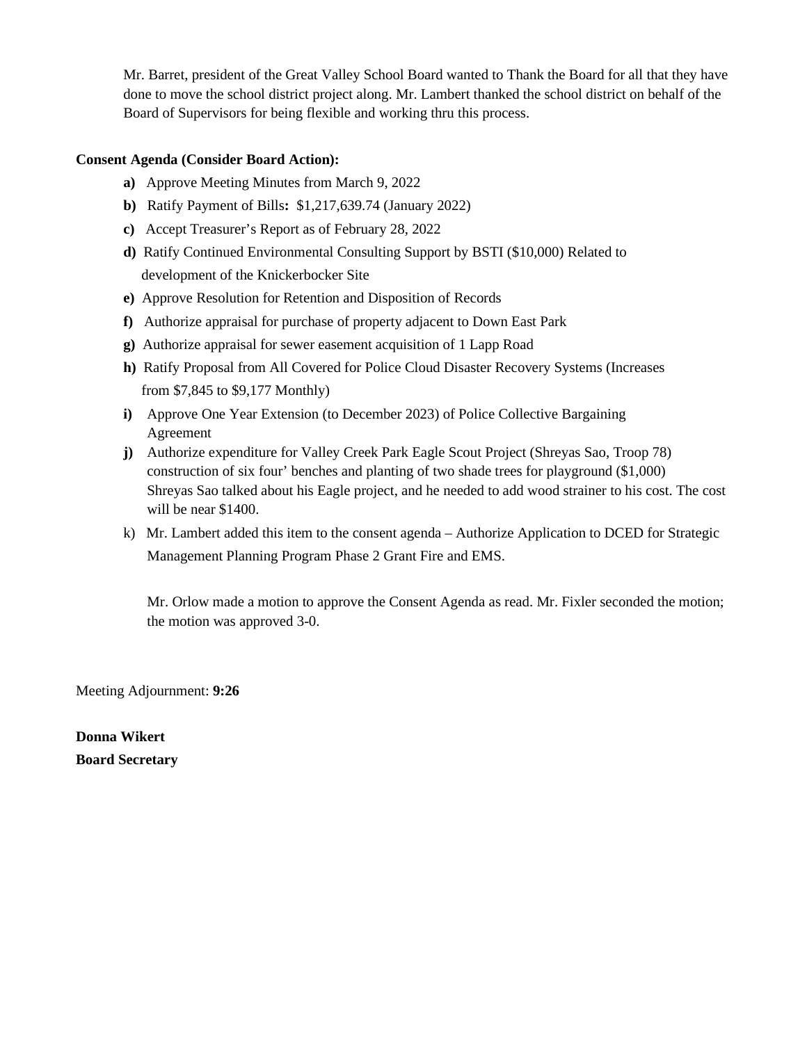Mr. Barret, president of the Great Valley School Board wanted to Thank the Board for all that they have done to move the school district project along. Mr. Lambert thanked the school district on behalf of the Board of Supervisors for being flexible and working thru this process.

**Consent Agenda (Consider Board Action):**

- **a)** Approve Meeting Minutes from March 9, 2022
- **b)** Ratify Payment of Bills**:** $1,217,639.74 (January 2022)
- **c)** Accept Treasurer's Report as of February 28, 2022
- **d)** Ratify Continued Environmental Consulting Support by BSTI ($10,000) Related to development of the Knickerbocker Site
- **e)** Approve Resolution for Retention and Disposition of Records
- **f)** Authorize appraisal for purchase of property adjacent to Down East Park
- **g)** Authorize appraisal for sewer easement acquisition of 1 Lapp Road
- **h)** Ratify Proposal from All Covered for Police Cloud Disaster Recovery Systems (Increases from $7,845 to $9,177 Monthly)
- **i)** Approve One Year Extension (to December 2023) of Police Collective Bargaining Agreement
- **j)** Authorize expenditure for Valley Creek Park Eagle Scout Project (Shreyas Sao, Troop 78) construction of six four' benches and planting of two shade trees for playground ($1,000) Shreyas Sao talked about his Eagle project, and he needed to add wood strainer to his cost. The cost will be near $1400.
- k) Mr. Lambert added this item to the consent agenda – Authorize Application to DCED for Strategic Management Planning Program Phase 2 Grant Fire and EMS.

Mr. Orlow made a motion to approve the Consent Agenda as read. Mr. Fixler seconded the motion; the motion was approved 3-0.

Meeting Adjournment: **9:26**

**Donna Wikert**
**Board Secretary**